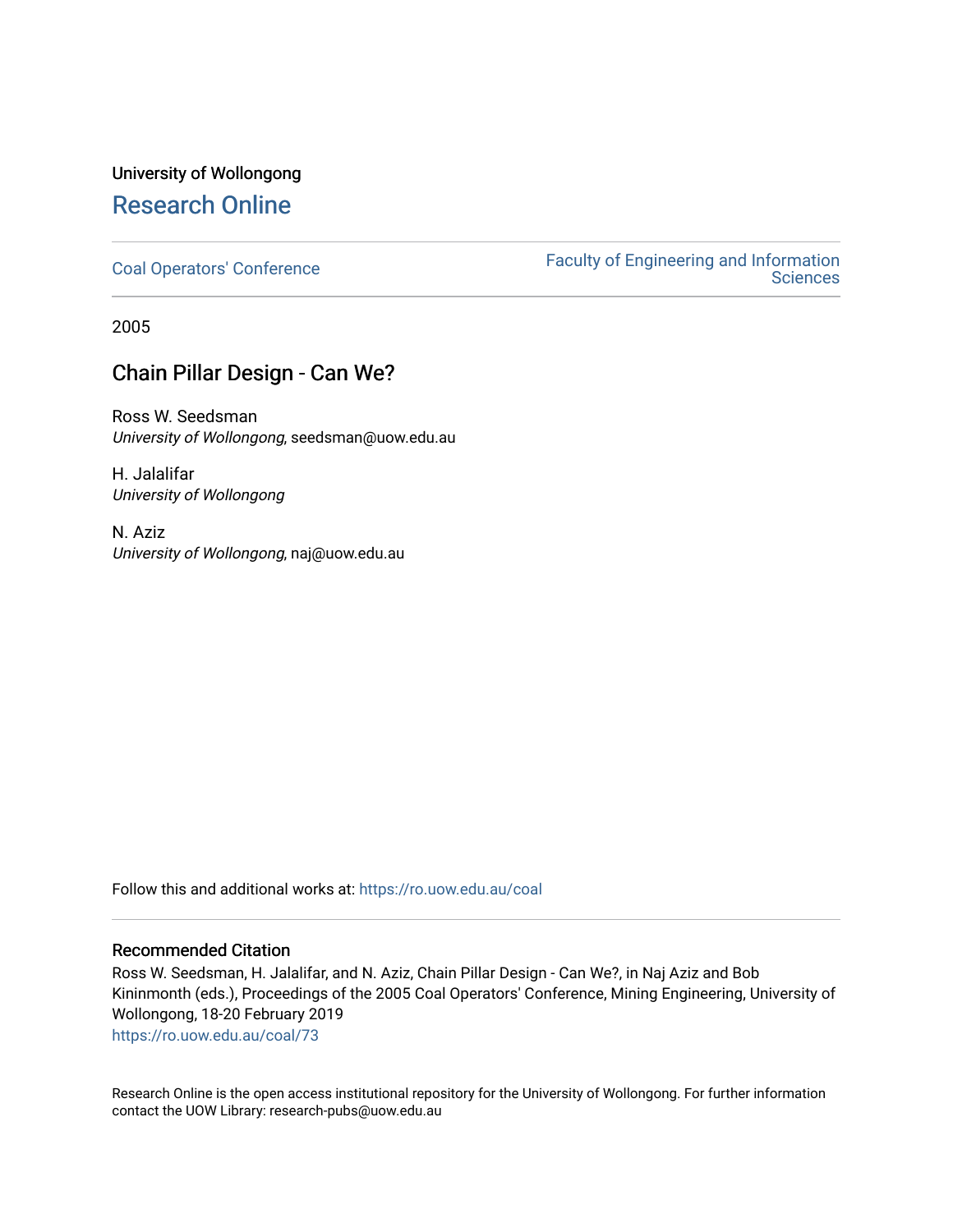University of Wollongong

# Research Online

Coal Operators' Conference

Faculty of Engineering and Information Sciences

2005

## Chain Pillar Design - Can We?

Ross W. Seedsman
*University of Wollongong*, seedsman@uow.edu.au

H. Jalalifar
*University of Wollongong*

N. Aziz
*University of Wollongong*, naj@uow.edu.au

Follow this and additional works at: https://ro.uow.edu.au/coal

### Recommended Citation

Ross W. Seedsman, H. Jalalifar, and N. Aziz, Chain Pillar Design - Can We?, in Naj Aziz and Bob Kininmonth (eds.), Proceedings of the 2005 Coal Operators' Conference, Mining Engineering, University of Wollongong, 18-20 February 2019
https://ro.uow.edu.au/coal/73

Research Online is the open access institutional repository for the University of Wollongong. For further information contact the UOW Library: research-pubs@uow.edu.au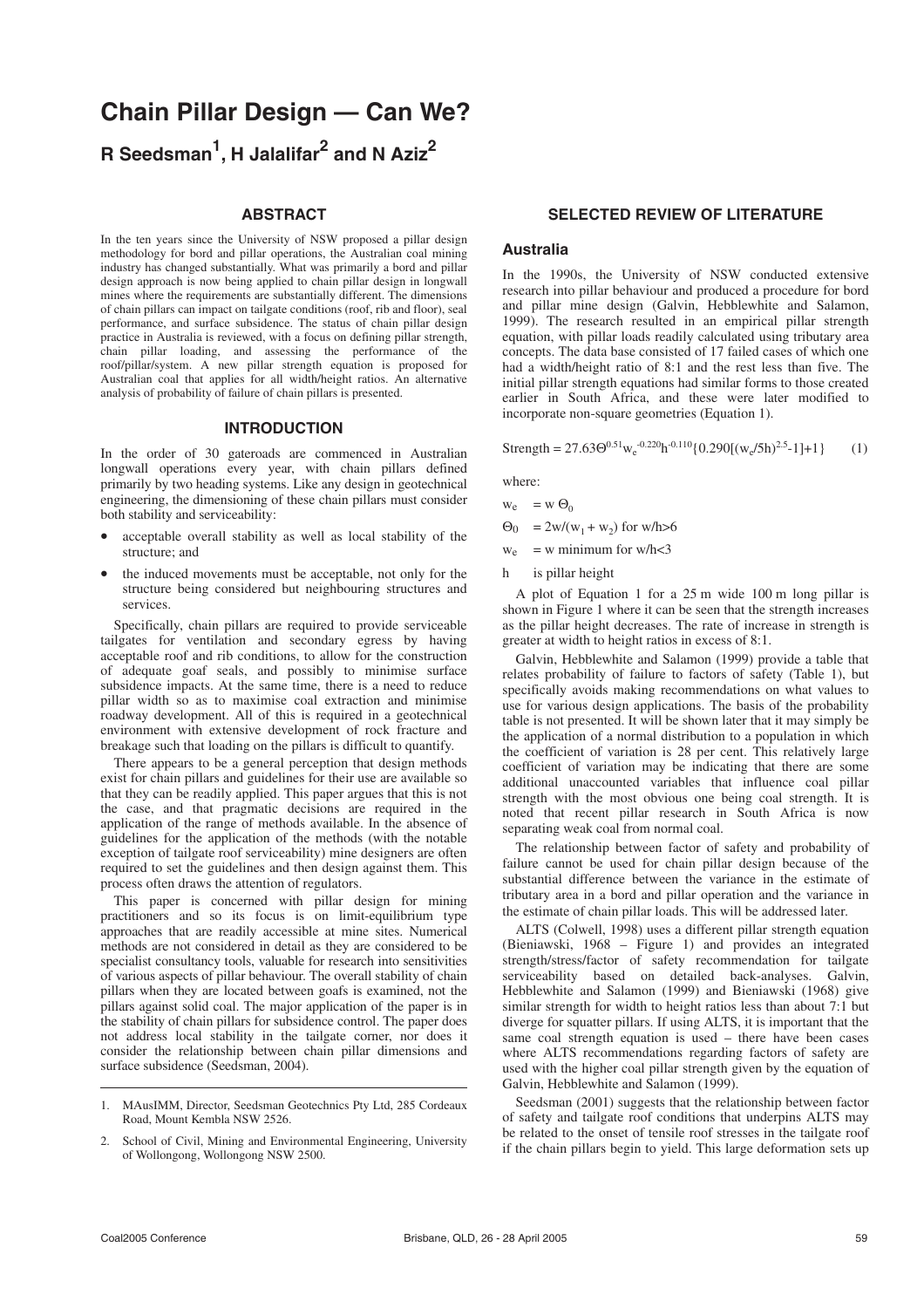# Chain Pillar Design — Can We?

## R Seedsman[1], H Jalalifar[2] and N Aziz[2]

### ABSTRACT

In the ten years since the University of NSW proposed a pillar design methodology for bord and pillar operations, the Australian coal mining industry has changed substantially. What was primarily a bord and pillar design approach is now being applied to chain pillar design in longwall mines where the requirements are substantially different. The dimensions of chain pillars can impact on tailgate conditions (roof, rib and floor), seal performance, and surface subsidence. The status of chain pillar design practice in Australia is reviewed, with a focus on defining pillar strength, chain pillar loading, and assessing the performance of the roof/pillar/system. A new pillar strength equation is proposed for Australian coal that applies for all width/height ratios. An alternative analysis of probability of failure of chain pillars is presented.

### INTRODUCTION

In the order of 30 gateroads are commenced in Australian longwall operations every year, with chain pillars defined primarily by two heading systems. Like any design in geotechnical engineering, the dimensioning of these chain pillars must consider both stability and serviceability:

- acceptable overall stability as well as local stability of the structure; and
- the induced movements must be acceptable, not only for the structure being considered but neighbouring structures and services.

Specifically, chain pillars are required to provide serviceable tailgates for ventilation and secondary egress by having acceptable roof and rib conditions, to allow for the construction of adequate goaf seals, and possibly to minimise surface subsidence impacts. At the same time, there is a need to reduce pillar width so as to maximise coal extraction and minimise roadway development. All of this is required in a geotechnical environment with extensive development of rock fracture and breakage such that loading on the pillars is difficult to quantify.

There appears to be a general perception that design methods exist for chain pillars and guidelines for their use are available so that they can be readily applied. This paper argues that this is not the case, and that pragmatic decisions are required in the application of the range of methods available. In the absence of guidelines for the application of the methods (with the notable exception of tailgate roof serviceability) mine designers are often required to set the guidelines and then design against them. This process often draws the attention of regulators.

This paper is concerned with pillar design for mining practitioners and so its focus is on limit-equilibrium type approaches that are readily accessible at mine sites. Numerical methods are not considered in detail as they are considered to be specialist consultancy tools, valuable for research into sensitivities of various aspects of pillar behaviour. The overall stability of chain pillars when they are located between goafs is examined, not the pillars against solid coal. The major application of the paper is in the stability of chain pillars for subsidence control. The paper does not address local stability in the tailgate corner, nor does it consider the relationship between chain pillar dimensions and surface subsidence (Seedsman, 2004).

---

1. MAusIMM, Director, Seedsman Geotechnics Pty Ltd, 285 Cordeaux Road, Mount Kembla NSW 2526.
2. School of Civil, Mining and Environmental Engineering, University of Wollongong, Wollongong NSW 2500.

### SELECTED REVIEW OF LITERATURE

#### Australia

In the 1990s, the University of NSW conducted extensive research into pillar behaviour and produced a procedure for bord and pillar mine design (Galvin, Hebblewhite and Salamon, 1999). The research resulted in an empirical pillar strength equation, with pillar loads readily calculated using tributary area concepts. The data base consisted of 17 failed cases of which one had a width/height ratio of 8:1 and the rest less than five. The initial pillar strength equations had similar forms to those created earlier in South Africa, and these were later modified to incorporate non-square geometries (Equation 1).

$$\text{Strength} = 27.63\Theta^{0.51}w_e^{-0.220}h^{-0.110}\{0.290[(w_e/5h)^{2.5}-1]+1\} \qquad (1)$$

where:

$w_e$ = w $\Theta_0$

$\Theta_0$ = $2w/(w_1 + w_2)$ for w/h>6

$w_e$ = w minimum for w/h<3

h is pillar height

A plot of Equation 1 for a 25 m wide 100 m long pillar is shown in Figure 1 where it can be seen that the strength increases as the pillar height decreases. The rate of increase in strength is greater at width to height ratios in excess of 8:1.

Galvin, Hebblewhite and Salamon (1999) provide a table that relates probability of failure to factors of safety (Table 1), but specifically avoids making recommendations on what values to use for various design applications. The basis of the probability table is not presented. It will be shown later that it may simply be the application of a normal distribution to a population in which the coefficient of variation is 28 per cent. This relatively large coefficient of variation may be indicating that there are some additional unaccounted variables that influence coal pillar strength with the most obvious one being coal strength. It is noted that recent pillar research in South Africa is now separating weak coal from normal coal.

The relationship between factor of safety and probability of failure cannot be used for chain pillar design because of the substantial difference between the variance in the estimate of tributary area in a bord and pillar operation and the variance in the estimate of chain pillar loads. This will be addressed later.

ALTS (Colwell, 1998) uses a different pillar strength equation (Bieniawski, 1968 – Figure 1) and provides an integrated strength/stress/factor of safety recommendation for tailgate serviceability based on detailed back-analyses. Galvin, Hebblewhite and Salamon (1999) and Bieniawski (1968) give similar strength for width to height ratios less than about 7:1 but diverge for squatter pillars. If using ALTS, it is important that the same coal strength equation is used – there have been cases where ALTS recommendations regarding factors of safety are used with the higher coal pillar strength given by the equation of Galvin, Hebblewhite and Salamon (1999).

Seedsman (2001) suggests that the relationship between factor of safety and tailgate roof conditions that underpins ALTS may be related to the onset of tensile roof stresses in the tailgate roof if the chain pillars begin to yield. This large deformation sets up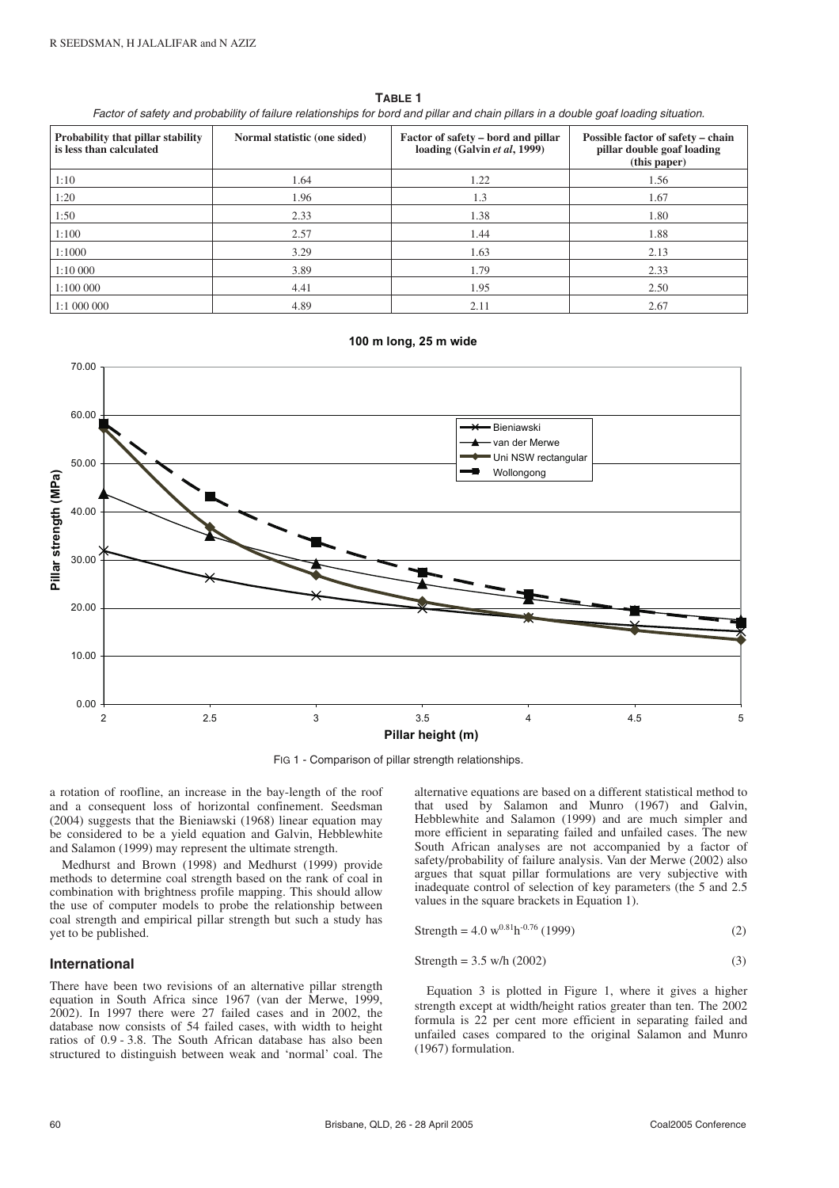**TABLE 1**

*Factor of safety and probability of failure relationships for bord and pillar and chain pillars in a double goaf loading situation.*

| Probability that pillar stability is less than calculated | Normal statistic (one sided) | Factor of safety – bord and pillar loading (Galvin *et al*, 1999) | Possible factor of safety – chain pillar double goaf loading (this paper) |
|---|---|---|---|
| 1:10 | 1.64 | 1.22 | 1.56 |
| 1:20 | 1.96 | 1.3 | 1.67 |
| 1:50 | 2.33 | 1.38 | 1.80 |
| 1:100 | 2.57 | 1.44 | 1.88 |
| 1:1000 | 3.29 | 1.63 | 2.13 |
| 1:10 000 | 3.89 | 1.79 | 2.33 |
| 1:100 000 | 4.41 | 1.95 | 2.50 |
| 1:1 000 000 | 4.89 | 2.11 | 2.67 |

FIG 1 - Comparison of pillar strength relationships.

a rotation of roofline, an increase in the bay-length of the roof and a consequent loss of horizontal confinement. Seedsman (2004) suggests that the Bieniawski (1968) linear equation may be considered to be a yield equation and Galvin, Hebblewhite and Salamon (1999) may represent the ultimate strength.

Medhurst and Brown (1998) and Medhurst (1999) provide methods to determine coal strength based on the rank of coal in combination with brightness profile mapping. This should allow the use of computer models to probe the relationship between coal strength and empirical pillar strength but such a study has yet to be published.

## International

There have been two revisions of an alternative pillar strength equation in South Africa since 1967 (van der Merwe, 1999, 2002). In 1997 there were 27 failed cases and in 2002, the database now consists of 54 failed cases, with width to height ratios of 0.9 - 3.8. The South African database has also been structured to distinguish between weak and 'normal' coal. The alternative equations are based on a different statistical method to that used by Salamon and Munro (1967) and Galvin, Hebblewhite and Salamon (1999) and are much simpler and more efficient in separating failed and unfailed cases. The new South African analyses are not accompanied by a factor of safety/probability of failure analysis. Van der Merwe (2002) also argues that squat pillar formulations are very subjective with inadequate control of selection of key parameters (the 5 and 2.5 values in the square brackets in Equation 1).

$$\text{Strength} = 4.0\ w^{0.81}h^{-0.76}\ (1999) \tag{2}$$

$$\text{Strength} = 3.5\ w/h\ (2002) \tag{3}$$

Equation 3 is plotted in Figure 1, where it gives a higher strength except at width/height ratios greater than ten. The 2002 formula is 22 per cent more efficient in separating failed and unfailed cases compared to the original Salamon and Munro (1967) formulation.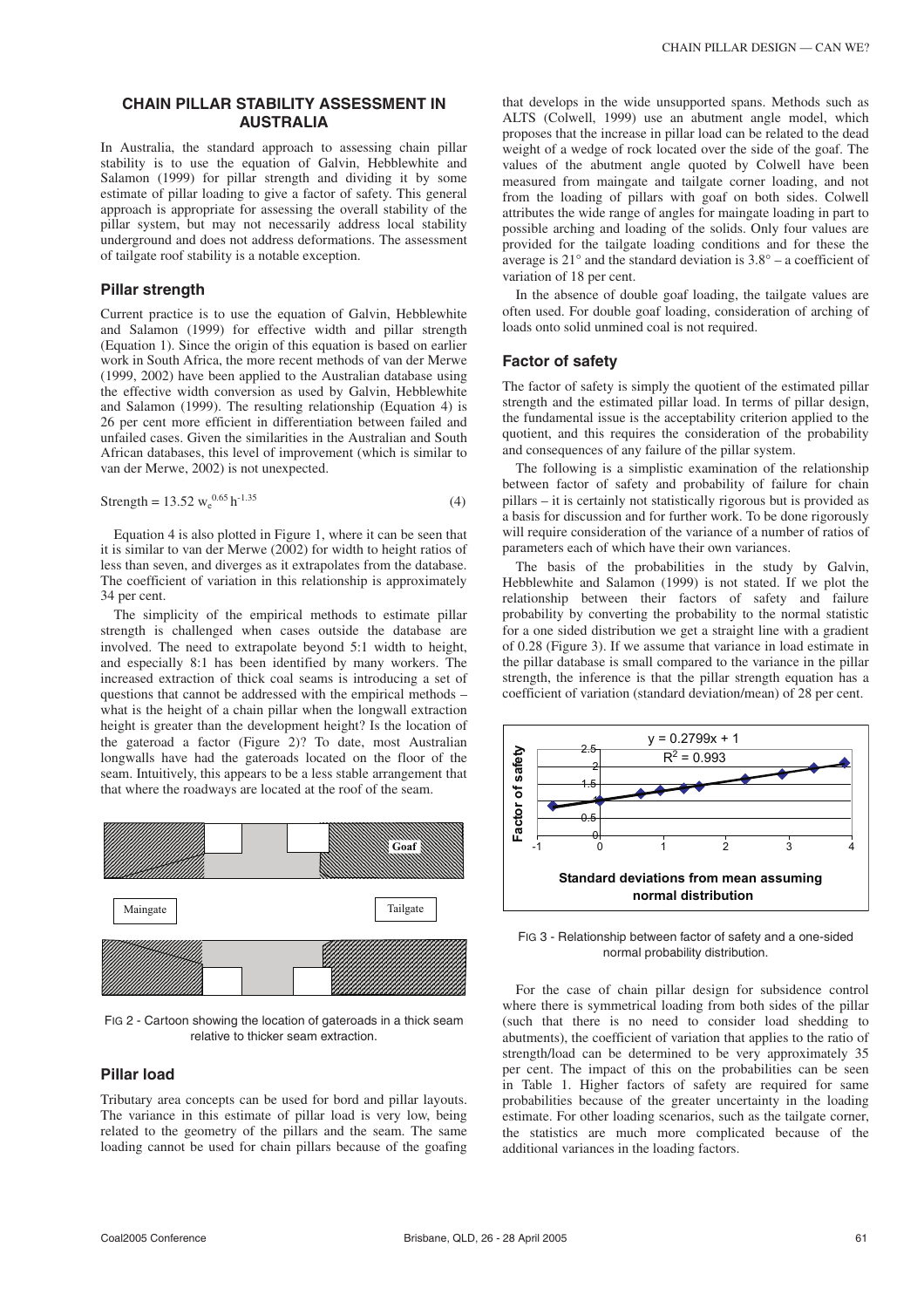## CHAIN PILLAR STABILITY ASSESSMENT IN AUSTRALIA

In Australia, the standard approach to assessing chain pillar stability is to use the equation of Galvin, Hebblewhite and Salamon (1999) for pillar strength and dividing it by some estimate of pillar loading to give a factor of safety. This general approach is appropriate for assessing the overall stability of the pillar system, but may not necessarily address local stability underground and does not address deformations. The assessment of tailgate roof stability is a notable exception.

### Pillar strength

Current practice is to use the equation of Galvin, Hebblewhite and Salamon (1999) for effective width and pillar strength (Equation 1). Since the origin of this equation is based on earlier work in South Africa, the more recent methods of van der Merwe (1999, 2002) have been applied to the Australian database using the effective width conversion as used by Galvin, Hebblewhite and Salamon (1999). The resulting relationship (Equation 4) is 26 per cent more efficient in differentiation between failed and unfailed cases. Given the similarities in the Australian and South African databases, this level of improvement (which is similar to van der Merwe, 2002) is not unexpected.

$$\text{Strength} = 13.52\, w_e^{0.65}\, h^{-1.35} \tag{4}$$

Equation 4 is also plotted in Figure 1, where it can be seen that it is similar to van der Merwe (2002) for width to height ratios of less than seven, and diverges as it extrapolates from the database. The coefficient of variation in this relationship is approximately 34 per cent.

The simplicity of the empirical methods to estimate pillar strength is challenged when cases outside the database are involved. The need to extrapolate beyond 5:1 width to height, and especially 8:1 has been identified by many workers. The increased extraction of thick coal seams is introducing a set of questions that cannot be addressed with the empirical methods – what is the height of a chain pillar when the longwall extraction height is greater than the development height? Is the location of the gateroad a factor (Figure 2)? To date, most Australian longwalls have had the gateroads located on the floor of the seam. Intuitively, this appears to be a less stable arrangement that that where the roadways are located at the roof of the seam.

FIG 2 - Cartoon showing the location of gateroads in a thick seam relative to thicker seam extraction.

### Pillar load

Tributary area concepts can be used for bord and pillar layouts. The variance in this estimate of pillar load is very low, being related to the geometry of the pillars and the seam. The same loading cannot be used for chain pillars because of the goafing that develops in the wide unsupported spans. Methods such as ALTS (Colwell, 1999) use an abutment angle model, which proposes that the increase in pillar load can be related to the dead weight of a wedge of rock located over the side of the goaf. The values of the abutment angle quoted by Colwell have been measured from maingate and tailgate corner loading, and not from the loading of pillars with goaf on both sides. Colwell attributes the wide range of angles for maingate loading in part to possible arching and loading of the solids. Only four values are provided for the tailgate loading conditions and for these the average is 21° and the standard deviation is 3.8° – a coefficient of variation of 18 per cent.

In the absence of double goaf loading, the tailgate values are often used. For double goaf loading, consideration of arching of loads onto solid unmined coal is not required.

### Factor of safety

The factor of safety is simply the quotient of the estimated pillar strength and the estimated pillar load. In terms of pillar design, the fundamental issue is the acceptability criterion applied to the quotient, and this requires the consideration of the probability and consequences of any failure of the pillar system.

The following is a simplistic examination of the relationship between factor of safety and probability of failure for chain pillars – it is certainly not statistically rigorous but is provided as a basis for discussion and for further work. To be done rigorously will require consideration of the variance of a number of ratios of parameters each of which have their own variances.

The basis of the probabilities in the study by Galvin, Hebblewhite and Salamon (1999) is not stated. If we plot the relationship between their factors of safety and failure probability by converting the probability to the normal statistic for a one sided distribution we get a straight line with a gradient of 0.28 (Figure 3). If we assume that variance in load estimate in the pillar database is small compared to the variance in the pillar strength, the inference is that the pillar strength equation has a coefficient of variation (standard deviation/mean) of 28 per cent.

FIG 3 - Relationship between factor of safety and a one-sided normal probability distribution.

For the case of chain pillar design for subsidence control where there is symmetrical loading from both sides of the pillar (such that there is no need to consider load shedding to abutments), the coefficient of variation that applies to the ratio of strength/load can be determined to be very approximately 35 per cent. The impact of this on the probabilities can be seen in Table 1. Higher factors of safety are required for same probabilities because of the greater uncertainty in the loading estimate. For other loading scenarios, such as the tailgate corner, the statistics are much more complicated because of the additional variances in the loading factors.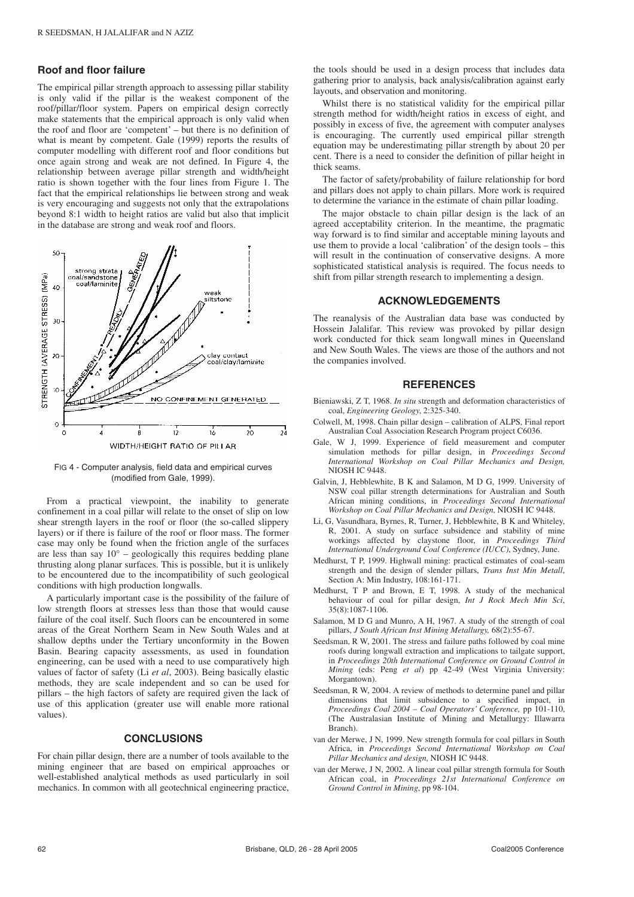## Roof and floor failure

The empirical pillar strength approach to assessing pillar stability is only valid if the pillar is the weakest component of the roof/pillar/floor system. Papers on empirical design correctly make statements that the empirical approach is only valid when the roof and floor are 'competent' – but there is no definition of what is meant by competent. Gale (1999) reports the results of computer modelling with different roof and floor conditions but once again strong and weak are not defined. In Figure 4, the relationship between average pillar strength and width/height ratio is shown together with the four lines from Figure 1. The fact that the empirical relationships lie between strong and weak is very encouraging and suggests not only that the extrapolations beyond 8:1 width to height ratios are valid but also that implicit in the database are strong and weak roof and floors.

STRENGTH (AVERAGE STRESS) (MPa)
50
40
30
20
10
0
0 4 8 12 16 20 24
WIDTH/HEIGHT RATIO OF PILLAR
strong strata
coal/sandstone
coal/laminite
CONFINEMENT READILY GENERATED
weak siltstone
clay contact
coal/clay/laminite
NO CONFINEMENT GENERATED

FIG 4 - Computer analysis, field data and empirical curves (modified from Gale, 1999).

From a practical viewpoint, the inability to generate confinement in a coal pillar will relate to the onset of slip on low shear strength layers in the roof or floor (the so-called slippery layers) or if there is failure of the roof or floor mass. The former case may only be found when the friction angle of the surfaces are less than say 10° – geologically this requires bedding plane thrusting along planar surfaces. This is possible, but it is unlikely to be encountered due to the incompatibility of such geological conditions with high production longwalls.

A particularly important case is the possibility of the failure of low strength floors at stresses less than those that would cause failure of the coal itself. Such floors can be encountered in some areas of the Great Northern Seam in New South Wales and at shallow depths under the Tertiary unconformity in the Bowen Basin. Bearing capacity assessments, as used in foundation engineering, can be used with a need to use comparatively high values of factor of safety (Li *et al*, 2003). Being basically elastic methods, they are scale independent and so can be used for pillars – the high factors of safety are required given the lack of use of this application (greater use will enable more rational values).

## CONCLUSIONS

For chain pillar design, there are a number of tools available to the mining engineer that are based on empirical approaches or well-established analytical methods as used particularly in soil mechanics. In common with all geotechnical engineering practice, the tools should be used in a design process that includes data gathering prior to analysis, back analysis/calibration against early layouts, and observation and monitoring.

Whilst there is no statistical validity for the empirical pillar strength method for width/height ratios in excess of eight, and possibly in excess of five, the agreement with computer analyses is encouraging. The currently used empirical pillar strength equation may be underestimating pillar strength by about 20 per cent. There is a need to consider the definition of pillar height in thick seams.

The factor of safety/probability of failure relationship for bord and pillars does not apply to chain pillars. More work is required to determine the variance in the estimate of chain pillar loading.

The major obstacle to chain pillar design is the lack of an agreed acceptability criterion. In the meantime, the pragmatic way forward is to find similar and acceptable mining layouts and use them to provide a local 'calibration' of the design tools – this will result in the continuation of conservative designs. A more sophisticated statistical analysis is required. The focus needs to shift from pillar strength research to implementing a design.

## ACKNOWLEDGEMENTS

The reanalysis of the Australian data base was conducted by Hossein Jalalifar. This review was provoked by pillar design work conducted for thick seam longwall mines in Queensland and New South Wales. The views are those of the authors and not the companies involved.

## REFERENCES

Bieniawski, Z T, 1968. *In situ* strength and deformation characteristics of coal, *Engineering Geology*, 2:325-340.

Colwell, M, 1998. Chain pillar design – calibration of ALPS, Final report Australian Coal Association Research Program project C6036.

Gale, W J, 1999. Experience of field measurement and computer simulation methods for pillar design, in *Proceedings Second International Workshop on Coal Pillar Mechanics and Design,* NIOSH IC 9448.

Galvin, J, Hebblewhite, B K and Salamon, M D G, 1999. University of NSW coal pillar strength determinations for Australian and South African mining conditions, in *Proceedings Second International Workshop on Coal Pillar Mechanics and Design,* NIOSH IC 9448.

Li, G, Vasundhara, Byrnes, R, Turner, J, Hebblewhite, B K and Whiteley, R, 2001. A study on surface subsidence and stability of mine workings affected by claystone floor, in *Proceedings Third International Underground Coal Conference (IUCC)*, Sydney, June.

Medhurst, T P, 1999. Highwall mining: practical estimates of coal-seam strength and the design of slender pillars, *Trans Inst Min Metall*, Section A: Min Industry, 108:161-171.

Medhurst, T P and Brown, E T, 1998. A study of the mechanical behaviour of coal for pillar design, *Int J Rock Mech Min Sci*, 35(8):1087-1106.

Salamon, M D G and Munro, A H, 1967. A study of the strength of coal pillars, *J South African Inst Mining Metallurgy,* 68(2):55-67.

Seedsman, R W, 2001. The stress and failure paths followed by coal mine roofs during longwall extraction and implications to tailgate support, in *Proceedings 20th International Conference on Ground Control in Mining* (eds: Peng *et al*) pp 42-49 (West Virginia University: Morgantown).

Seedsman, R W, 2004. A review of methods to determine panel and pillar dimensions that limit subsidence to a specified impact, in *Proceedings Coal 2004 – Coal Operators' Conference,* pp 101-110, (The Australasian Institute of Mining and Metallurgy: Illawarra Branch).

van der Merwe, J N, 1999. New strength formula for coal pillars in South Africa, in *Proceedings Second International Workshop on Coal Pillar Mechanics and design,* NIOSH IC 9448.

van der Merwe, J N, 2002. A linear coal pillar strength formula for South African coal, in *Proceedings 21st International Conference on Ground Control in Mining*, pp 98-104.